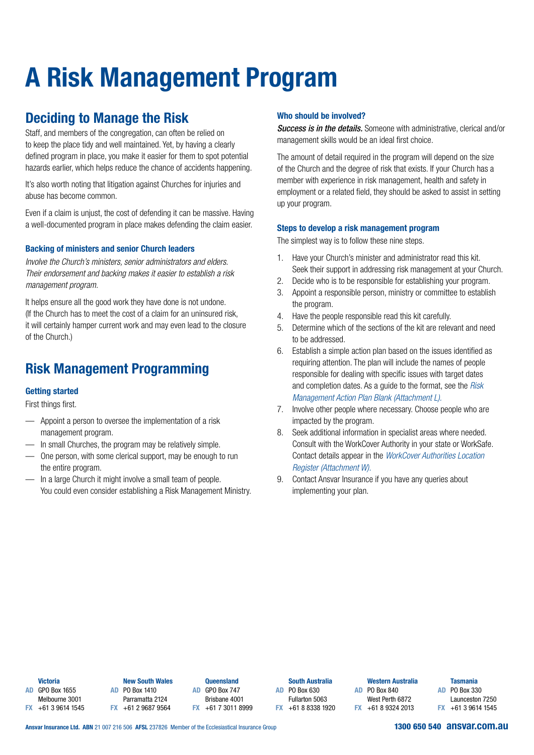# A Risk Management Program

## Deciding to Manage the Risk

Staff, and members of the congregation, can often be relied on to keep the place tidy and well maintained. Yet, by having a clearly defined program in place, you make it easier for them to spot potential hazards earlier, which helps reduce the chance of accidents happening.

It's also worth noting that litigation against Churches for injuries and abuse has become common.

Even if a claim is unjust, the cost of defending it can be massive. Having a well-documented program in place makes defending the claim easier.

### Backing of ministers and senior Church leaders

*Involve the Church's ministers, senior administrators and elders. Their endorsement and backing makes it easier to establish a risk management program.*

It helps ensure all the good work they have done is not undone. (If the Church has to meet the cost of a claim for an uninsured risk, it will certainly hamper current work and may even lead to the closure of the Church.)

## Risk Management Programming

### Getting started

First things first.

- Appoint a person to oversee the implementation of a risk management program.
- In small Churches, the program may be relatively simple.
- One person, with some clerical support, may be enough to run the entire program.
- In a large Church it might involve a small team of people. You could even consider establishing a Risk Management Ministry.

### Who should be involved?

***Success is in the details.*** Someone with administrative, clerical and/or management skills would be an ideal first choice.

The amount of detail required in the program will depend on the size of the Church and the degree of risk that exists. If your Church has a member with experience in risk management, health and safety in employment or a related field, they should be asked to assist in setting up your program.

### Steps to develop a risk management program

The simplest way is to follow these nine steps.

1. Have your Church's minister and administrator read this kit. Seek their support in addressing risk management at your Church.
2. Decide who is to be responsible for establishing your program.
3. Appoint a responsible person, ministry or committee to establish the program.
4. Have the people responsible read this kit carefully.
5. Determine which of the sections of the kit are relevant and need to be addressed.
6. Establish a simple action plan based on the issues identified as requiring attention. The plan will include the names of people responsible for dealing with specific issues with target dates and completion dates. As a guide to the format, see the *Risk Management Action Plan Blank (Attachment L).*
7. Involve other people where necessary. Choose people who are impacted by the program.
8. Seek additional information in specialist areas where needed. Consult with the WorkCover Authority in your state or WorkSafe. Contact details appear in the *WorkCover Authorities Location Register (Attachment W).*
9. Contact Ansvar Insurance if you have any queries about implementing your plan.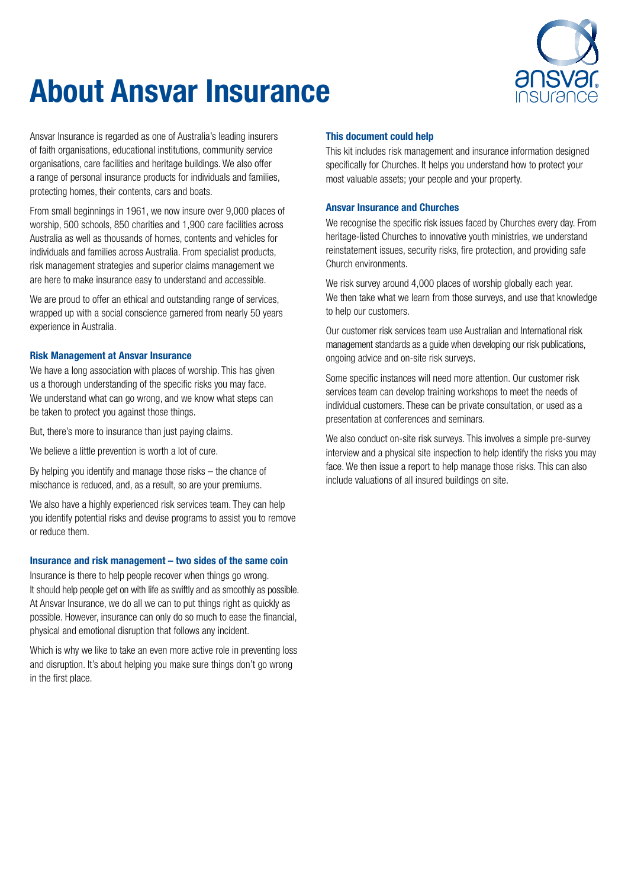# About Ansvar Insurance

Ansvar Insurance is regarded as one of Australia's leading insurers of faith organisations, educational institutions, community service organisations, care facilities and heritage buildings. We also offer a range of personal insurance products for individuals and families, protecting homes, their contents, cars and boats.

From small beginnings in 1961, we now insure over 9,000 places of worship, 500 schools, 850 charities and 1,900 care facilities across Australia as well as thousands of homes, contents and vehicles for individuals and families across Australia. From specialist products, risk management strategies and superior claims management we are here to make insurance easy to understand and accessible.

We are proud to offer an ethical and outstanding range of services, wrapped up with a social conscience garnered from nearly 50 years experience in Australia.

### Risk Management at Ansvar Insurance

We have a long association with places of worship. This has given us a thorough understanding of the specific risks you may face. We understand what can go wrong, and we know what steps can be taken to protect you against those things.

But, there's more to insurance than just paying claims.

We believe a little prevention is worth a lot of cure.

By helping you identify and manage those risks – the chance of mischance is reduced, and, as a result, so are your premiums.

We also have a highly experienced risk services team. They can help you identify potential risks and devise programs to assist you to remove or reduce them.

### Insurance and risk management – two sides of the same coin

Insurance is there to help people recover when things go wrong. It should help people get on with life as swiftly and as smoothly as possible. At Ansvar Insurance, we do all we can to put things right as quickly as possible. However, insurance can only do so much to ease the financial, physical and emotional disruption that follows any incident.

Which is why we like to take an even more active role in preventing loss and disruption. It's about helping you make sure things don't go wrong in the first place.

### This document could help

This kit includes risk management and insurance information designed specifically for Churches. It helps you understand how to protect your most valuable assets; your people and your property.

### Ansvar Insurance and Churches

We recognise the specific risk issues faced by Churches every day. From heritage-listed Churches to innovative youth ministries, we understand reinstatement issues, security risks, fire protection, and providing safe Church environments.

We risk survey around 4,000 places of worship globally each year. We then take what we learn from those surveys, and use that knowledge to help our customers.

Our customer risk services team use Australian and International risk management standards as a guide when developing our risk publications, ongoing advice and on-site risk surveys.

Some specific instances will need more attention. Our customer risk services team can develop training workshops to meet the needs of individual customers. These can be private consultation, or used as a presentation at conferences and seminars.

We also conduct on-site risk surveys. This involves a simple pre-survey interview and a physical site inspection to help identify the risks you may face. We then issue a report to help manage those risks. This can also include valuations of all insured buildings on site.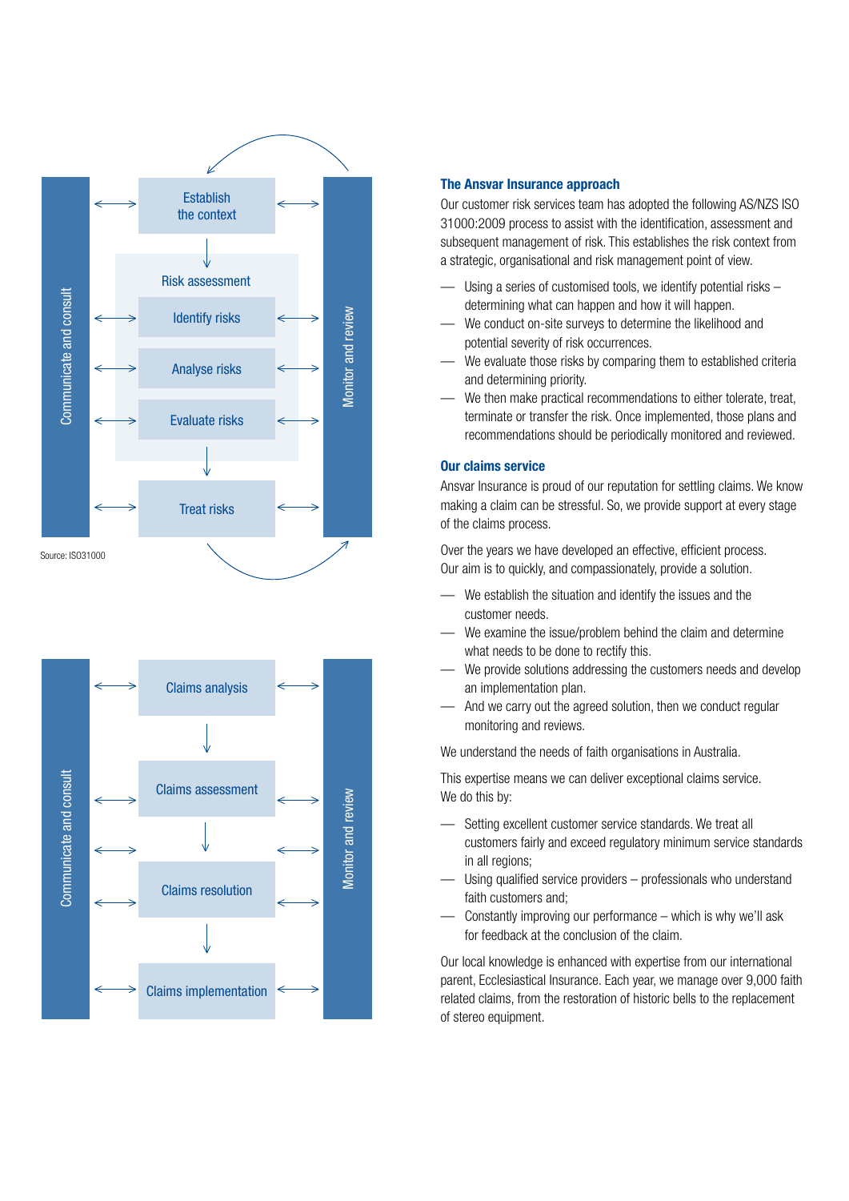Communicate and consult

Establish the context

Risk assessment

Identify risks

Analyse risks

Evaluate risks

Treat risks

Monitor and review

Source: ISO31000

Communicate and consult

Claims analysis

Claims assessment

Claims resolution

Claims implementation

Monitor and review

### The Ansvar Insurance approach

Our customer risk services team has adopted the following AS/NZS ISO 31000:2009 process to assist with the identification, assessment and subsequent management of risk. This establishes the risk context from a strategic, organisational and risk management point of view.

- Using a series of customised tools, we identify potential risks – determining what can happen and how it will happen.
- We conduct on-site surveys to determine the likelihood and potential severity of risk occurrences.
- We evaluate those risks by comparing them to established criteria and determining priority.
- We then make practical recommendations to either tolerate, treat, terminate or transfer the risk. Once implemented, those plans and recommendations should be periodically monitored and reviewed.

### Our claims service

Ansvar Insurance is proud of our reputation for settling claims. We know making a claim can be stressful. So, we provide support at every stage of the claims process.

Over the years we have developed an effective, efficient process. Our aim is to quickly, and compassionately, provide a solution.

- We establish the situation and identify the issues and the customer needs.
- We examine the issue/problem behind the claim and determine what needs to be done to rectify this.
- We provide solutions addressing the customers needs and develop an implementation plan.
- And we carry out the agreed solution, then we conduct regular monitoring and reviews.

We understand the needs of faith organisations in Australia.

This expertise means we can deliver exceptional claims service. We do this by:

- Setting excellent customer service standards. We treat all customers fairly and exceed regulatory minimum service standards in all regions;
- Using qualified service providers – professionals who understand faith customers and;
- Constantly improving our performance – which is why we'll ask for feedback at the conclusion of the claim.

Our local knowledge is enhanced with expertise from our international parent, Ecclesiastical Insurance. Each year, we manage over 9,000 faith related claims, from the restoration of historic bells to the replacement of stereo equipment.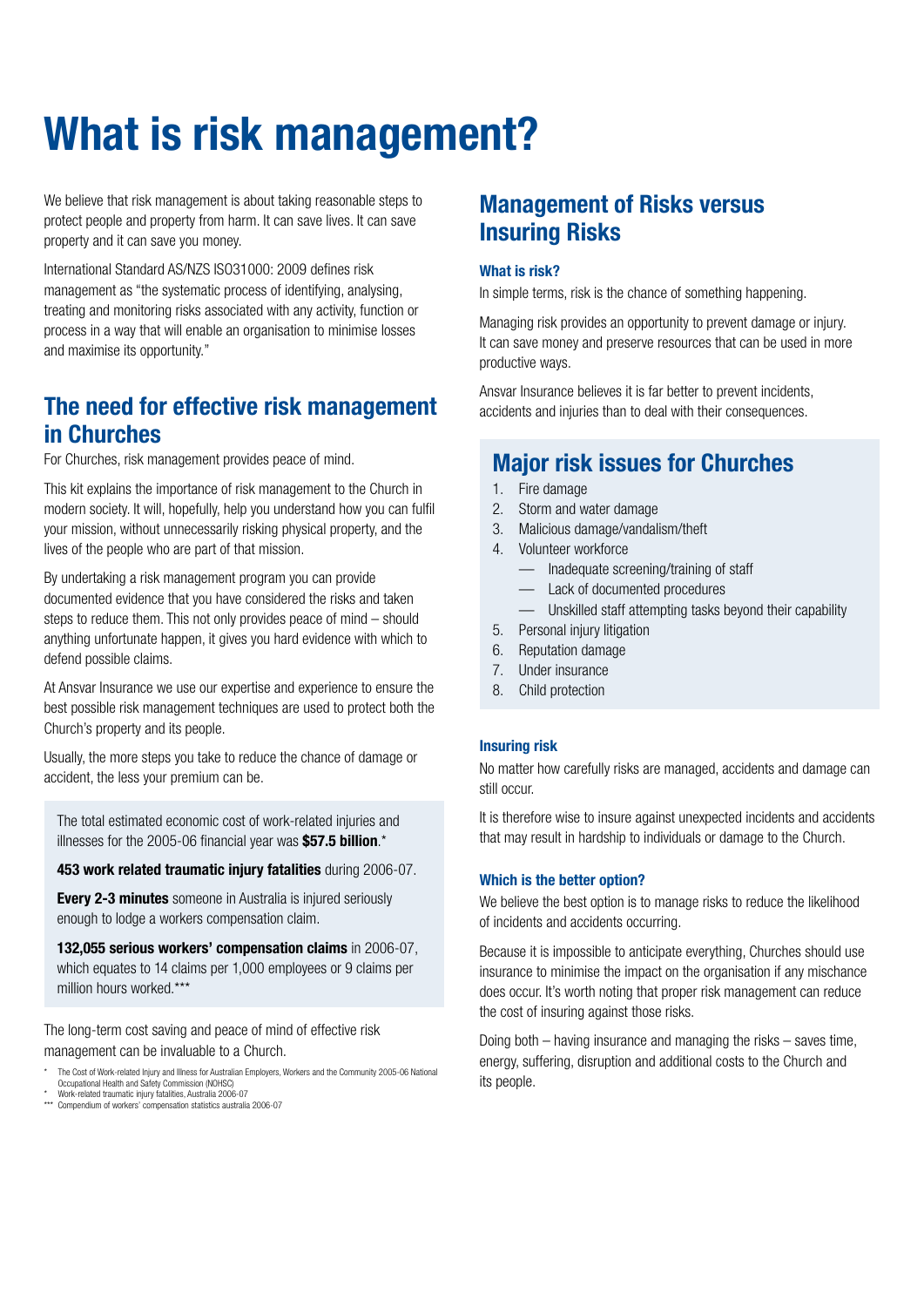# What is risk management?

We believe that risk management is about taking reasonable steps to protect people and property from harm. It can save lives. It can save property and it can save you money.

International Standard AS/NZS ISO31000: 2009 defines risk management as "the systematic process of identifying, analysing, treating and monitoring risks associated with any activity, function or process in a way that will enable an organisation to minimise losses and maximise its opportunity."

## The need for effective risk management in Churches

For Churches, risk management provides peace of mind.

This kit explains the importance of risk management to the Church in modern society. It will, hopefully, help you understand how you can fulfil your mission, without unnecessarily risking physical property, and the lives of the people who are part of that mission.

By undertaking a risk management program you can provide documented evidence that you have considered the risks and taken steps to reduce them. This not only provides peace of mind – should anything unfortunate happen, it gives you hard evidence with which to defend possible claims.

At Ansvar Insurance we use our expertise and experience to ensure the best possible risk management techniques are used to protect both the Church's property and its people.

Usually, the more steps you take to reduce the chance of damage or accident, the less your premium can be.

The total estimated economic cost of work-related injuries and illnesses for the 2005-06 financial year was **$57.5 billion**.*

**453 work related traumatic injury fatalities** during 2006-07.

**Every 2-3 minutes** someone in Australia is injured seriously enough to lodge a workers compensation claim.

**132,055 serious workers' compensation claims** in 2006-07, which equates to 14 claims per 1,000 employees or 9 claims per million hours worked.***

The long-term cost saving and peace of mind of effective risk management can be invaluable to a Church.

\* The Cost of Work-related Injury and Illness for Australian Employers, Workers and the Community 2005-06 National Occupational Health and Safety Commission (NOHSC)
\* Work-related traumatic injury fatalities, Australia 2006-07
\*** Compendium of workers' compensation statistics australia 2006-07

## Management of Risks versus Insuring Risks

### What is risk?

In simple terms, risk is the chance of something happening.

Managing risk provides an opportunity to prevent damage or injury. It can save money and preserve resources that can be used in more productive ways.

Ansvar Insurance believes it is far better to prevent incidents, accidents and injuries than to deal with their consequences.

## Major risk issues for Churches

1. Fire damage
2. Storm and water damage
3. Malicious damage/vandalism/theft
4. Volunteer workforce
   - Inadequate screening/training of staff
   - Lack of documented procedures
   - Unskilled staff attempting tasks beyond their capability
5. Personal injury litigation
6. Reputation damage
7. Under insurance
8. Child protection

### Insuring risk

No matter how carefully risks are managed, accidents and damage can still occur.

It is therefore wise to insure against unexpected incidents and accidents that may result in hardship to individuals or damage to the Church.

### Which is the better option?

We believe the best option is to manage risks to reduce the likelihood of incidents and accidents occurring.

Because it is impossible to anticipate everything, Churches should use insurance to minimise the impact on the organisation if any mischance does occur. It's worth noting that proper risk management can reduce the cost of insuring against those risks.

Doing both – having insurance and managing the risks – saves time, energy, suffering, disruption and additional costs to the Church and its people.